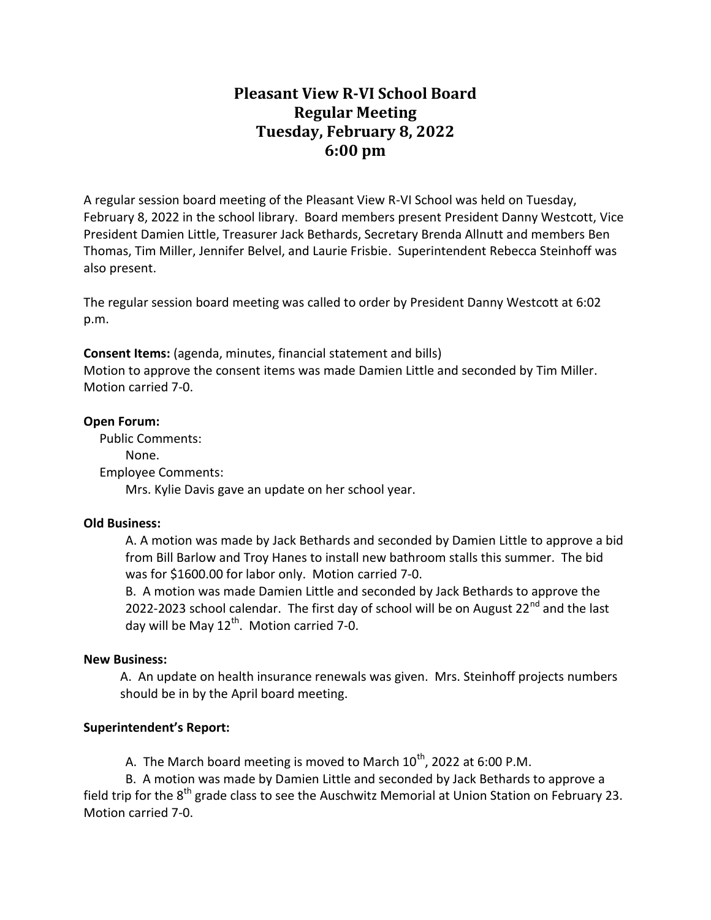# Pleasant View R-VI School Board
# Regular Meeting
# Tuesday, February 8, 2022
# 6:00 pm

A regular session board meeting of the Pleasant View R-VI School was held on Tuesday, February 8, 2022 in the school library. Board members present President Danny Westcott, Vice President Damien Little, Treasurer Jack Bethards, Secretary Brenda Allnutt and members Ben Thomas, Tim Miller, Jennifer Belvel, and Laurie Frisbie. Superintendent Rebecca Steinhoff was also present.

The regular session board meeting was called to order by President Danny Westcott at 6:02 p.m.

**Consent Items:** (agenda, minutes, financial statement and bills)
Motion to approve the consent items was made Damien Little and seconded by Tim Miller. Motion carried 7-0.

**Open Forum:**

Public Comments:

None.

Employee Comments:

Mrs. Kylie Davis gave an update on her school year.

**Old Business:**

A. A motion was made by Jack Bethards and seconded by Damien Little to approve a bid from Bill Barlow and Troy Hanes to install new bathroom stalls this summer. The bid was for $1600.00 for labor only. Motion carried 7-0.

B. A motion was made Damien Little and seconded by Jack Bethards to approve the 2022-2023 school calendar. The first day of school will be on August 22nd and the last day will be May 12th. Motion carried 7-0.

**New Business:**

A. An update on health insurance renewals was given. Mrs. Steinhoff projects numbers should be in by the April board meeting.

**Superintendent's Report:**

A. The March board meeting is moved to March 10th, 2022 at 6:00 P.M.

B. A motion was made by Damien Little and seconded by Jack Bethards to approve a field trip for the 8th grade class to see the Auschwitz Memorial at Union Station on February 23. Motion carried 7-0.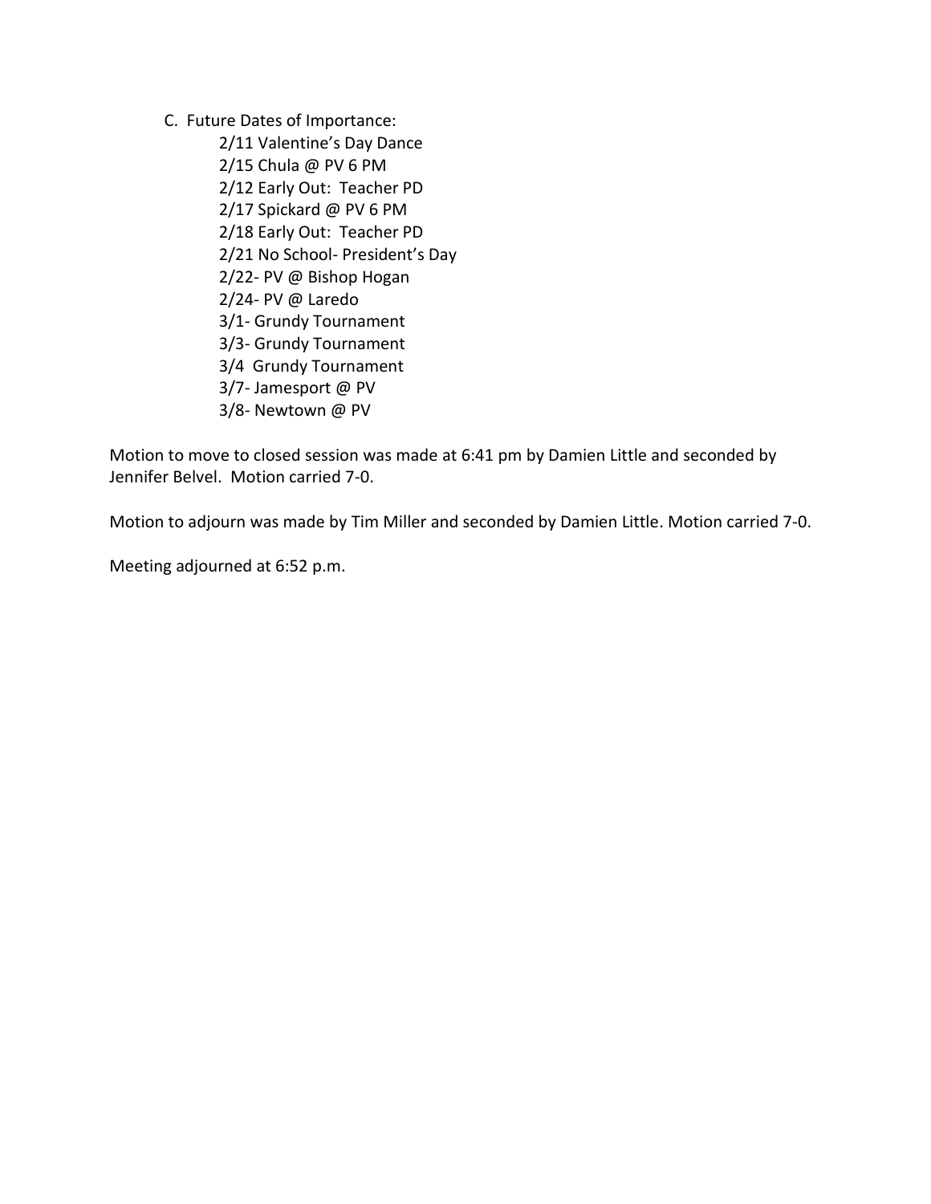C. Future Dates of Importance:

- 2/11 Valentine's Day Dance
- 2/15 Chula @ PV 6 PM
- 2/12 Early Out: Teacher PD
- 2/17 Spickard @ PV 6 PM
- 2/18 Early Out: Teacher PD
- 2/21 No School- President's Day
- 2/22- PV @ Bishop Hogan
- 2/24- PV @ Laredo
- 3/1- Grundy Tournament
- 3/3- Grundy Tournament
- 3/4 Grundy Tournament
- 3/7- Jamesport @ PV
- 3/8- Newtown @ PV

Motion to move to closed session was made at 6:41 pm by Damien Little and seconded by Jennifer Belvel. Motion carried 7-0.

Motion to adjourn was made by Tim Miller and seconded by Damien Little. Motion carried 7-0.

Meeting adjourned at 6:52 p.m.